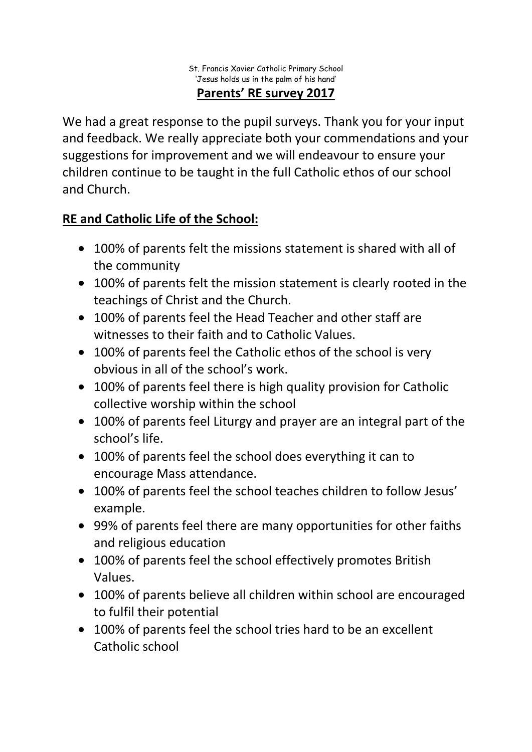St. Francis Xavier Catholic Primary School
'Jesus holds us in the palm of his hand'

# Parents' RE survey 2017

We had a great response to the pupil surveys. Thank you for your input and feedback. We really appreciate both your commendations and your suggestions for improvement and we will endeavour to ensure your children continue to be taught in the full Catholic ethos of our school and Church.

## RE and Catholic Life of the School:

- 100% of parents felt the missions statement is shared with all of the community
- 100% of parents felt the mission statement is clearly rooted in the teachings of Christ and the Church.
- 100% of parents feel the Head Teacher and other staff are witnesses to their faith and to Catholic Values.
- 100% of parents feel the Catholic ethos of the school is very obvious in all of the school's work.
- 100% of parents feel there is high quality provision for Catholic collective worship within the school
- 100% of parents feel Liturgy and prayer are an integral part of the school's life.
- 100% of parents feel the school does everything it can to encourage Mass attendance.
- 100% of parents feel the school teaches children to follow Jesus' example.
- 99% of parents feel there are many opportunities for other faiths and religious education
- 100% of parents feel the school effectively promotes British Values.
- 100% of parents believe all children within school are encouraged to fulfil their potential
- 100% of parents feel the school tries hard to be an excellent Catholic school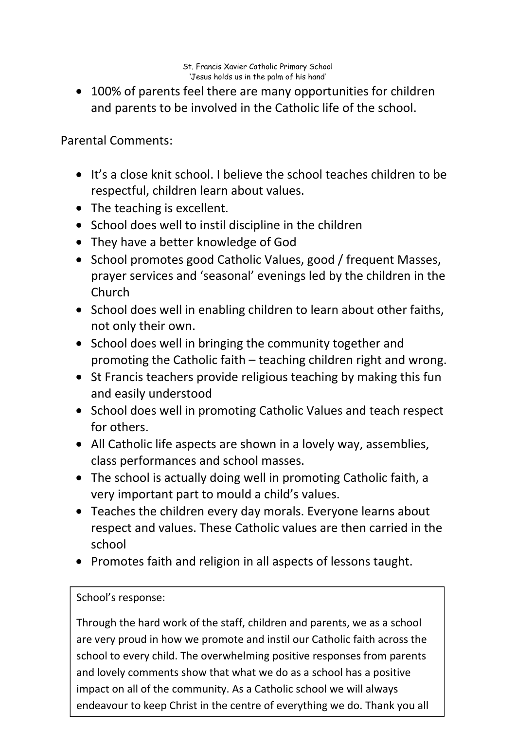- 100% of parents feel there are many opportunities for children and parents to be involved in the Catholic life of the school.

Parental Comments:

- It's a close knit school. I believe the school teaches children to be respectful, children learn about values.
- The teaching is excellent.
- School does well to instil discipline in the children
- They have a better knowledge of God
- School promotes good Catholic Values, good / frequent Masses, prayer services and 'seasonal' evenings led by the children in the Church
- School does well in enabling children to learn about other faiths, not only their own.
- School does well in bringing the community together and promoting the Catholic faith – teaching children right and wrong.
- St Francis teachers provide religious teaching by making this fun and easily understood
- School does well in promoting Catholic Values and teach respect for others.
- All Catholic life aspects are shown in a lovely way, assemblies, class performances and school masses.
- The school is actually doing well in promoting Catholic faith, a very important part to mould a child's values.
- Teaches the children every day morals. Everyone learns about respect and values. These Catholic values are then carried in the school
- Promotes faith and religion in all aspects of lessons taught.

School's response:

Through the hard work of the staff, children and parents, we as a school are very proud in how we promote and instil our Catholic faith across the school to every child. The overwhelming positive responses from parents and lovely comments show that what we do as a school has a positive impact on all of the community. As a Catholic school we will always endeavour to keep Christ in the centre of everything we do. Thank you all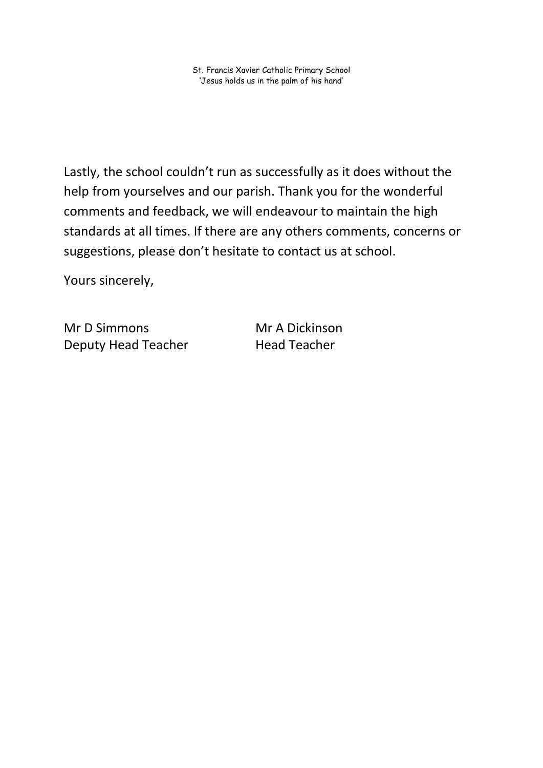Lastly, the school couldn't run as successfully as it does without the help from yourselves and our parish. Thank you for the wonderful comments and feedback, we will endeavour to maintain the high standards at all times. If there are any others comments, concerns or suggestions, please don't hesitate to contact us at school.

Yours sincerely,

Mr D Simmons
Deputy Head Teacher

Mr A Dickinson
Head Teacher